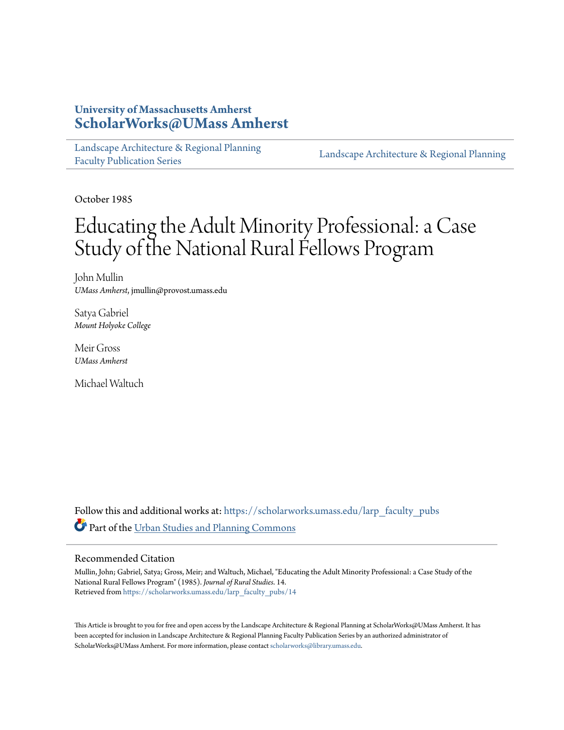University of Massachusetts Amherst
**ScholarWorks@UMass Amherst**

Landscape Architecture & Regional Planning Faculty Publication Series | Landscape Architecture & Regional Planning

October 1985

# Educating the Adult Minority Professional: a Case Study of the National Rural Fellows Program

John Mullin
*UMass Amherst*, jmullin@provost.umass.edu

Satya Gabriel
*Mount Holyoke College*

Meir Gross
*UMass Amherst*

Michael Waltuch

Follow this and additional works at: https://scholarworks.umass.edu/larp_faculty_pubs

Part of the Urban Studies and Planning Commons

## Recommended Citation

Mullin, John; Gabriel, Satya; Gross, Meir; and Waltuch, Michael, "Educating the Adult Minority Professional: a Case Study of the National Rural Fellows Program" (1985). *Journal of Rural Studies*. 14.
Retrieved from https://scholarworks.umass.edu/larp_faculty_pubs/14

This Article is brought to you for free and open access by the Landscape Architecture & Regional Planning at ScholarWorks@UMass Amherst. It has been accepted for inclusion in Landscape Architecture & Regional Planning Faculty Publication Series by an authorized administrator of ScholarWorks@UMass Amherst. For more information, please contact scholarworks@library.umass.edu.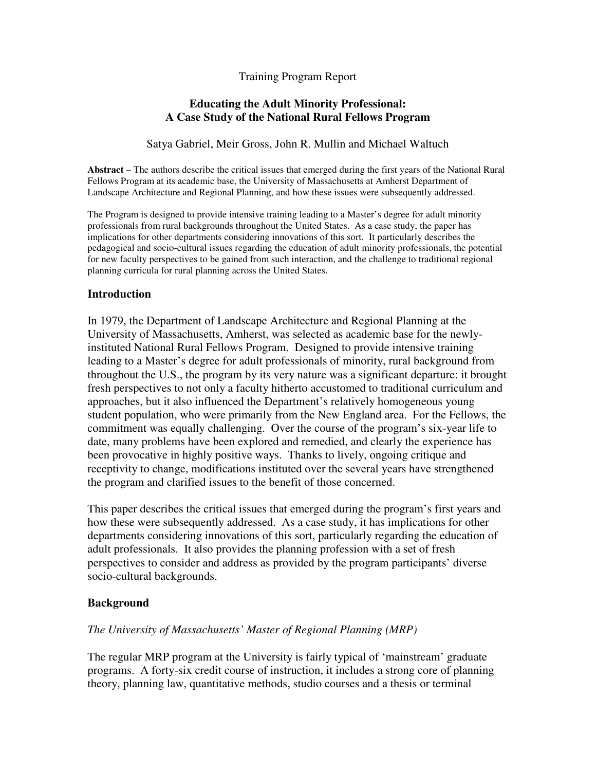Training Program Report

## Educating the Adult Minority Professional: A Case Study of the National Rural Fellows Program

Satya Gabriel, Meir Gross, John R. Mullin and Michael Waltuch

**Abstract** – The authors describe the critical issues that emerged during the first years of the National Rural Fellows Program at its academic base, the University of Massachusetts at Amherst Department of Landscape Architecture and Regional Planning, and how these issues were subsequently addressed.

The Program is designed to provide intensive training leading to a Master's degree for adult minority professionals from rural backgrounds throughout the United States. As a case study, the paper has implications for other departments considering innovations of this sort. It particularly describes the pedagogical and socio-cultural issues regarding the education of adult minority professionals, the potential for new faculty perspectives to be gained from such interaction, and the challenge to traditional regional planning curricula for rural planning across the United States.

### Introduction

In 1979, the Department of Landscape Architecture and Regional Planning at the University of Massachusetts, Amherst, was selected as academic base for the newly-instituted National Rural Fellows Program. Designed to provide intensive training leading to a Master's degree for adult professionals of minority, rural background from throughout the U.S., the program by its very nature was a significant departure: it brought fresh perspectives to not only a faculty hitherto accustomed to traditional curriculum and approaches, but it also influenced the Department's relatively homogeneous young student population, who were primarily from the New England area. For the Fellows, the commitment was equally challenging. Over the course of the program's six-year life to date, many problems have been explored and remedied, and clearly the experience has been provocative in highly positive ways. Thanks to lively, ongoing critique and receptivity to change, modifications instituted over the several years have strengthened the program and clarified issues to the benefit of those concerned.

This paper describes the critical issues that emerged during the program's first years and how these were subsequently addressed. As a case study, it has implications for other departments considering innovations of this sort, particularly regarding the education of adult professionals. It also provides the planning profession with a set of fresh perspectives to consider and address as provided by the program participants' diverse socio-cultural backgrounds.

### Background

*The University of Massachusetts' Master of Regional Planning (MRP)*

The regular MRP program at the University is fairly typical of 'mainstream' graduate programs. A forty-six credit course of instruction, it includes a strong core of planning theory, planning law, quantitative methods, studio courses and a thesis or terminal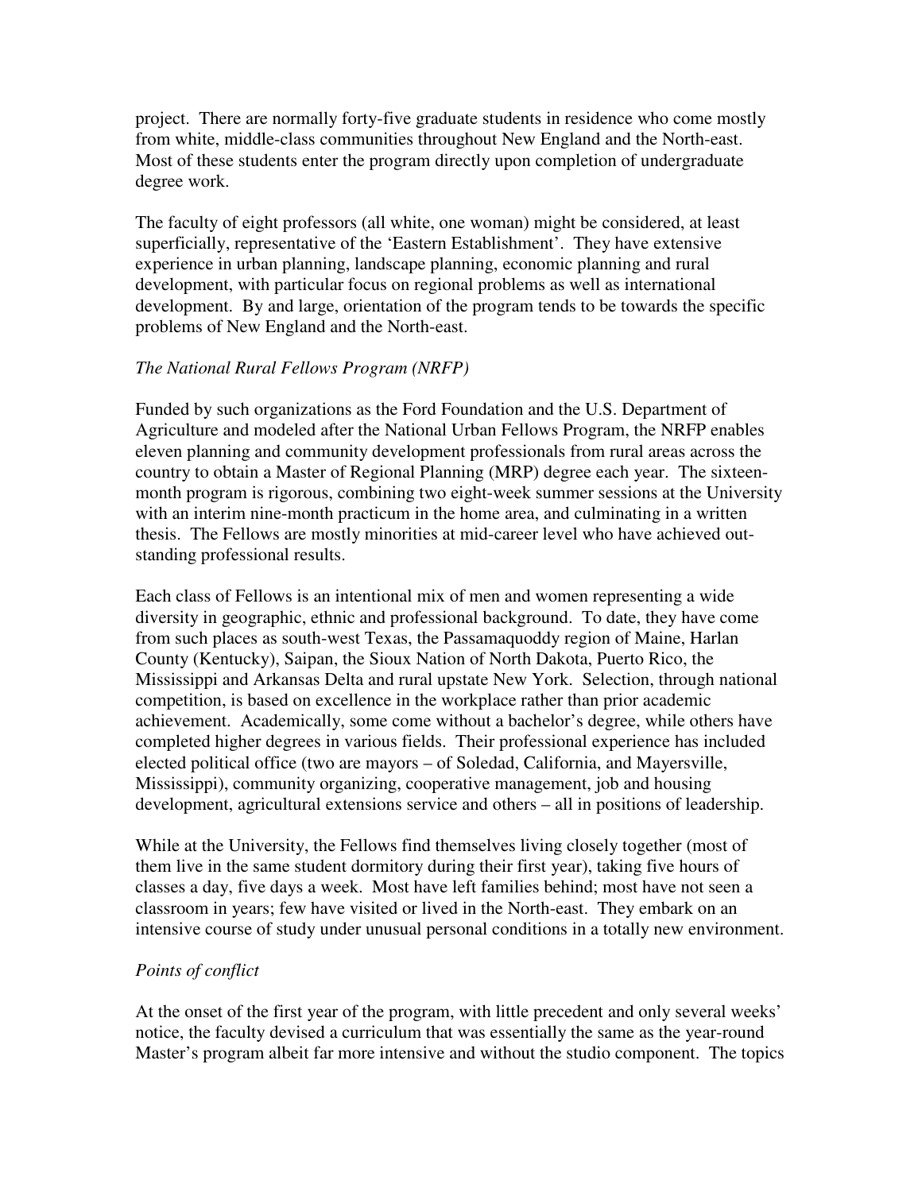project. There are normally forty-five graduate students in residence who come mostly from white, middle-class communities throughout New England and the North-east. Most of these students enter the program directly upon completion of undergraduate degree work.

The faculty of eight professors (all white, one woman) might be considered, at least superficially, representative of the 'Eastern Establishment'. They have extensive experience in urban planning, landscape planning, economic planning and rural development, with particular focus on regional problems as well as international development. By and large, orientation of the program tends to be towards the specific problems of New England and the North-east.

*The National Rural Fellows Program (NRFP)*

Funded by such organizations as the Ford Foundation and the U.S. Department of Agriculture and modeled after the National Urban Fellows Program, the NRFP enables eleven planning and community development professionals from rural areas across the country to obtain a Master of Regional Planning (MRP) degree each year. The sixteen-month program is rigorous, combining two eight-week summer sessions at the University with an interim nine-month practicum in the home area, and culminating in a written thesis. The Fellows are mostly minorities at mid-career level who have achieved outstanding professional results.

Each class of Fellows is an intentional mix of men and women representing a wide diversity in geographic, ethnic and professional background. To date, they have come from such places as south-west Texas, the Passamaquoddy region of Maine, Harlan County (Kentucky), Saipan, the Sioux Nation of North Dakota, Puerto Rico, the Mississippi and Arkansas Delta and rural upstate New York. Selection, through national competition, is based on excellence in the workplace rather than prior academic achievement. Academically, some come without a bachelor's degree, while others have completed higher degrees in various fields. Their professional experience has included elected political office (two are mayors – of Soledad, California, and Mayersville, Mississippi), community organizing, cooperative management, job and housing development, agricultural extensions service and others – all in positions of leadership.

While at the University, the Fellows find themselves living closely together (most of them live in the same student dormitory during their first year), taking five hours of classes a day, five days a week. Most have left families behind; most have not seen a classroom in years; few have visited or lived in the North-east. They embark on an intensive course of study under unusual personal conditions in a totally new environment.

*Points of conflict*

At the onset of the first year of the program, with little precedent and only several weeks' notice, the faculty devised a curriculum that was essentially the same as the year-round Master's program albeit far more intensive and without the studio component. The topics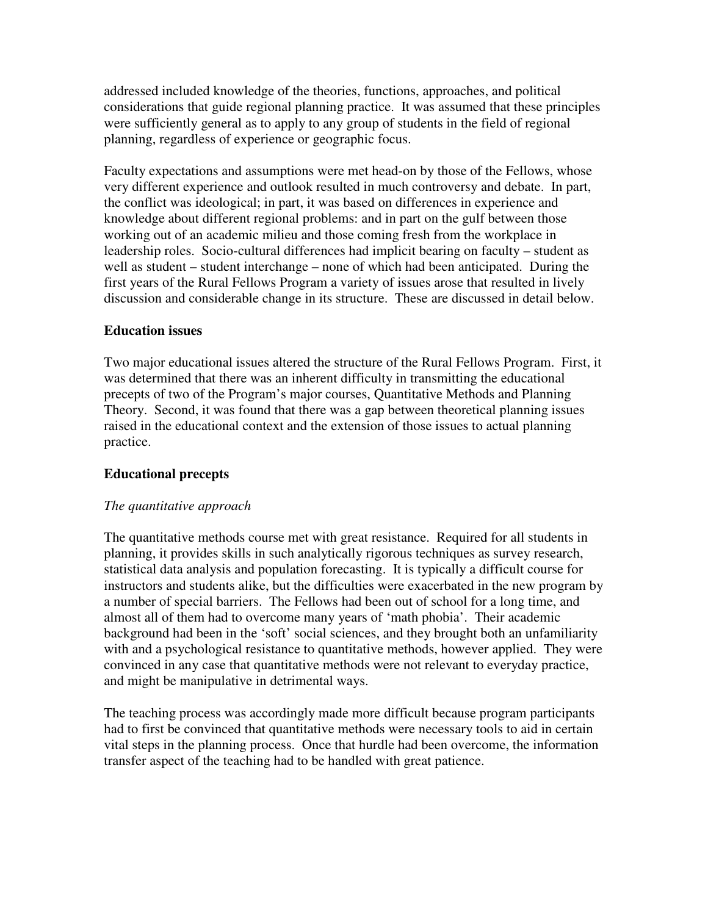addressed included knowledge of the theories, functions, approaches, and political considerations that guide regional planning practice. It was assumed that these principles were sufficiently general as to apply to any group of students in the field of regional planning, regardless of experience or geographic focus.

Faculty expectations and assumptions were met head-on by those of the Fellows, whose very different experience and outlook resulted in much controversy and debate. In part, the conflict was ideological; in part, it was based on differences in experience and knowledge about different regional problems: and in part on the gulf between those working out of an academic milieu and those coming fresh from the workplace in leadership roles. Socio-cultural differences had implicit bearing on faculty – student as well as student – student interchange – none of which had been anticipated. During the first years of the Rural Fellows Program a variety of issues arose that resulted in lively discussion and considerable change in its structure. These are discussed in detail below.

## Education issues

Two major educational issues altered the structure of the Rural Fellows Program. First, it was determined that there was an inherent difficulty in transmitting the educational precepts of two of the Program's major courses, Quantitative Methods and Planning Theory. Second, it was found that there was a gap between theoretical planning issues raised in the educational context and the extension of those issues to actual planning practice.

## Educational precepts

### *The quantitative approach*

The quantitative methods course met with great resistance. Required for all students in planning, it provides skills in such analytically rigorous techniques as survey research, statistical data analysis and population forecasting. It is typically a difficult course for instructors and students alike, but the difficulties were exacerbated in the new program by a number of special barriers. The Fellows had been out of school for a long time, and almost all of them had to overcome many years of 'math phobia'. Their academic background had been in the 'soft' social sciences, and they brought both an unfamiliarity with and a psychological resistance to quantitative methods, however applied. They were convinced in any case that quantitative methods were not relevant to everyday practice, and might be manipulative in detrimental ways.

The teaching process was accordingly made more difficult because program participants had to first be convinced that quantitative methods were necessary tools to aid in certain vital steps in the planning process. Once that hurdle had been overcome, the information transfer aspect of the teaching had to be handled with great patience.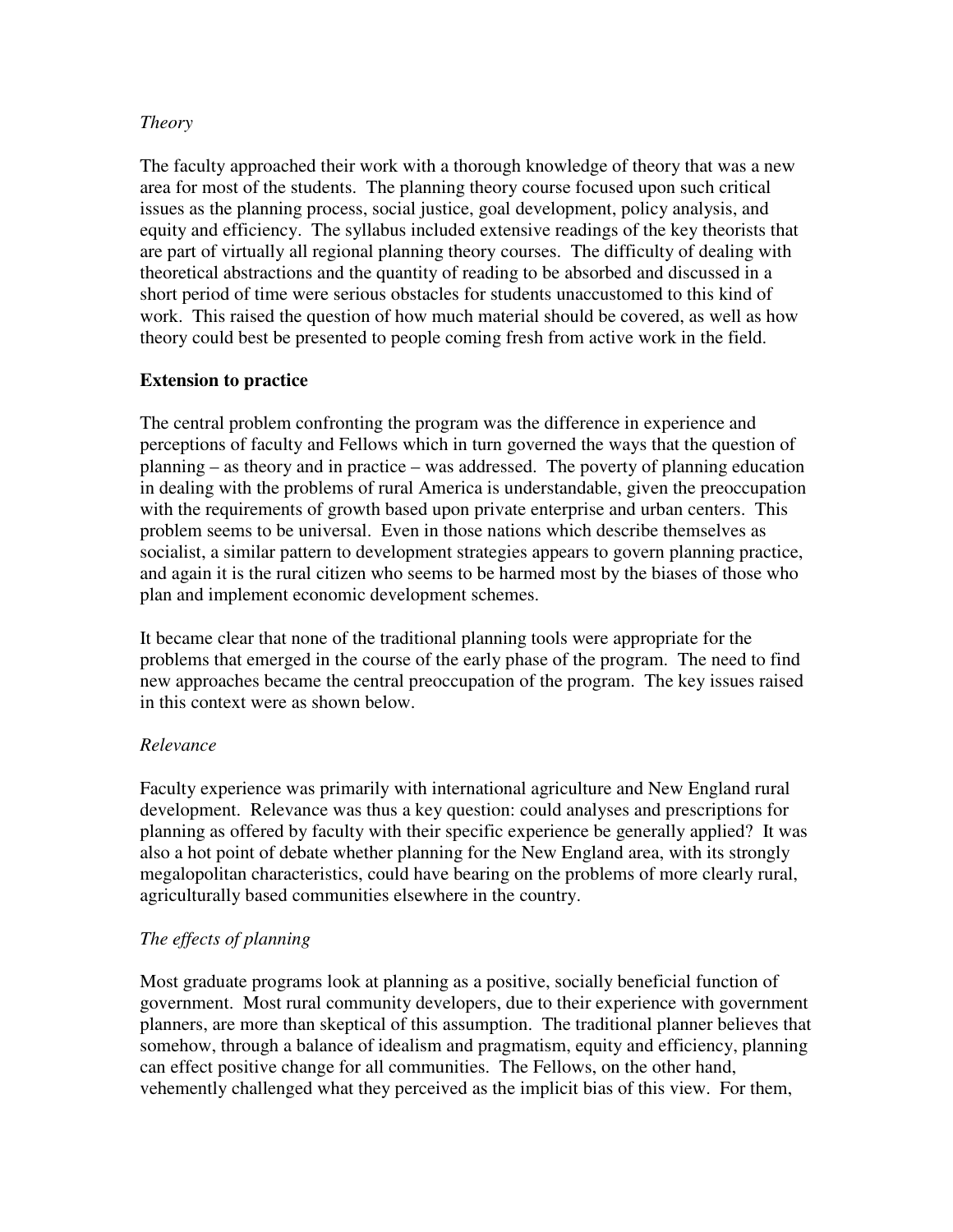*Theory*

The faculty approached their work with a thorough knowledge of theory that was a new area for most of the students. The planning theory course focused upon such critical issues as the planning process, social justice, goal development, policy analysis, and equity and efficiency. The syllabus included extensive readings of the key theorists that are part of virtually all regional planning theory courses. The difficulty of dealing with theoretical abstractions and the quantity of reading to be absorbed and discussed in a short period of time were serious obstacles for students unaccustomed to this kind of work. This raised the question of how much material should be covered, as well as how theory could best be presented to people coming fresh from active work in the field.

## Extension to practice

The central problem confronting the program was the difference in experience and perceptions of faculty and Fellows which in turn governed the ways that the question of planning – as theory and in practice – was addressed. The poverty of planning education in dealing with the problems of rural America is understandable, given the preoccupation with the requirements of growth based upon private enterprise and urban centers. This problem seems to be universal. Even in those nations which describe themselves as socialist, a similar pattern to development strategies appears to govern planning practice, and again it is the rural citizen who seems to be harmed most by the biases of those who plan and implement economic development schemes.

It became clear that none of the traditional planning tools were appropriate for the problems that emerged in the course of the early phase of the program. The need to find new approaches became the central preoccupation of the program. The key issues raised in this context were as shown below.

*Relevance*

Faculty experience was primarily with international agriculture and New England rural development. Relevance was thus a key question: could analyses and prescriptions for planning as offered by faculty with their specific experience be generally applied? It was also a hot point of debate whether planning for the New England area, with its strongly megalopolitan characteristics, could have bearing on the problems of more clearly rural, agriculturally based communities elsewhere in the country.

*The effects of planning*

Most graduate programs look at planning as a positive, socially beneficial function of government. Most rural community developers, due to their experience with government planners, are more than skeptical of this assumption. The traditional planner believes that somehow, through a balance of idealism and pragmatism, equity and efficiency, planning can effect positive change for all communities. The Fellows, on the other hand, vehemently challenged what they perceived as the implicit bias of this view. For them,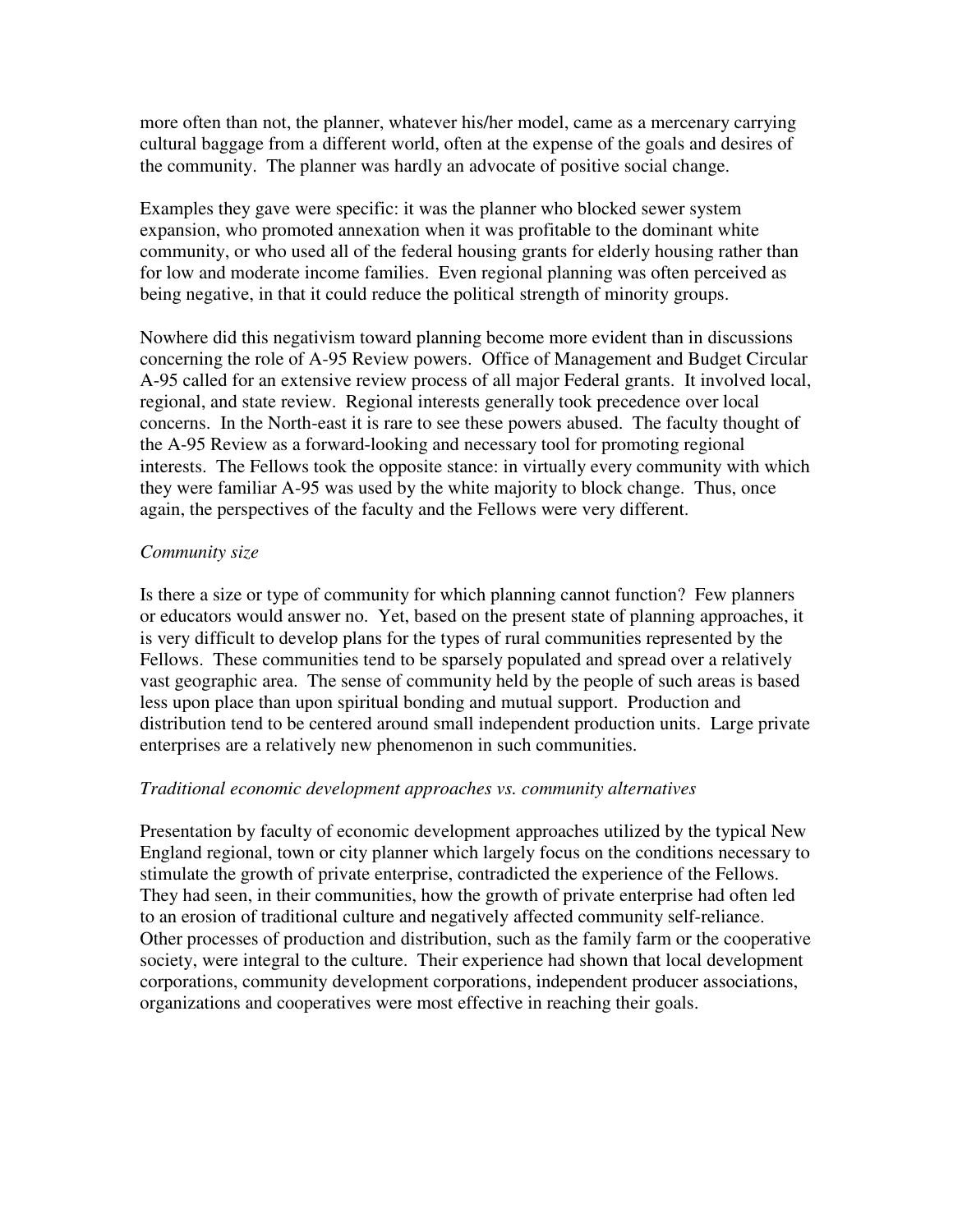more often than not, the planner, whatever his/her model, came as a mercenary carrying cultural baggage from a different world, often at the expense of the goals and desires of the community. The planner was hardly an advocate of positive social change.

Examples they gave were specific: it was the planner who blocked sewer system expansion, who promoted annexation when it was profitable to the dominant white community, or who used all of the federal housing grants for elderly housing rather than for low and moderate income families. Even regional planning was often perceived as being negative, in that it could reduce the political strength of minority groups.

Nowhere did this negativism toward planning become more evident than in discussions concerning the role of A-95 Review powers. Office of Management and Budget Circular A-95 called for an extensive review process of all major Federal grants. It involved local, regional, and state review. Regional interests generally took precedence over local concerns. In the North-east it is rare to see these powers abused. The faculty thought of the A-95 Review as a forward-looking and necessary tool for promoting regional interests. The Fellows took the opposite stance: in virtually every community with which they were familiar A-95 was used by the white majority to block change. Thus, once again, the perspectives of the faculty and the Fellows were very different.

*Community size*

Is there a size or type of community for which planning cannot function? Few planners or educators would answer no. Yet, based on the present state of planning approaches, it is very difficult to develop plans for the types of rural communities represented by the Fellows. These communities tend to be sparsely populated and spread over a relatively vast geographic area. The sense of community held by the people of such areas is based less upon place than upon spiritual bonding and mutual support. Production and distribution tend to be centered around small independent production units. Large private enterprises are a relatively new phenomenon in such communities.

*Traditional economic development approaches vs. community alternatives*

Presentation by faculty of economic development approaches utilized by the typical New England regional, town or city planner which largely focus on the conditions necessary to stimulate the growth of private enterprise, contradicted the experience of the Fellows. They had seen, in their communities, how the growth of private enterprise had often led to an erosion of traditional culture and negatively affected community self-reliance. Other processes of production and distribution, such as the family farm or the cooperative society, were integral to the culture. Their experience had shown that local development corporations, community development corporations, independent producer associations, organizations and cooperatives were most effective in reaching their goals.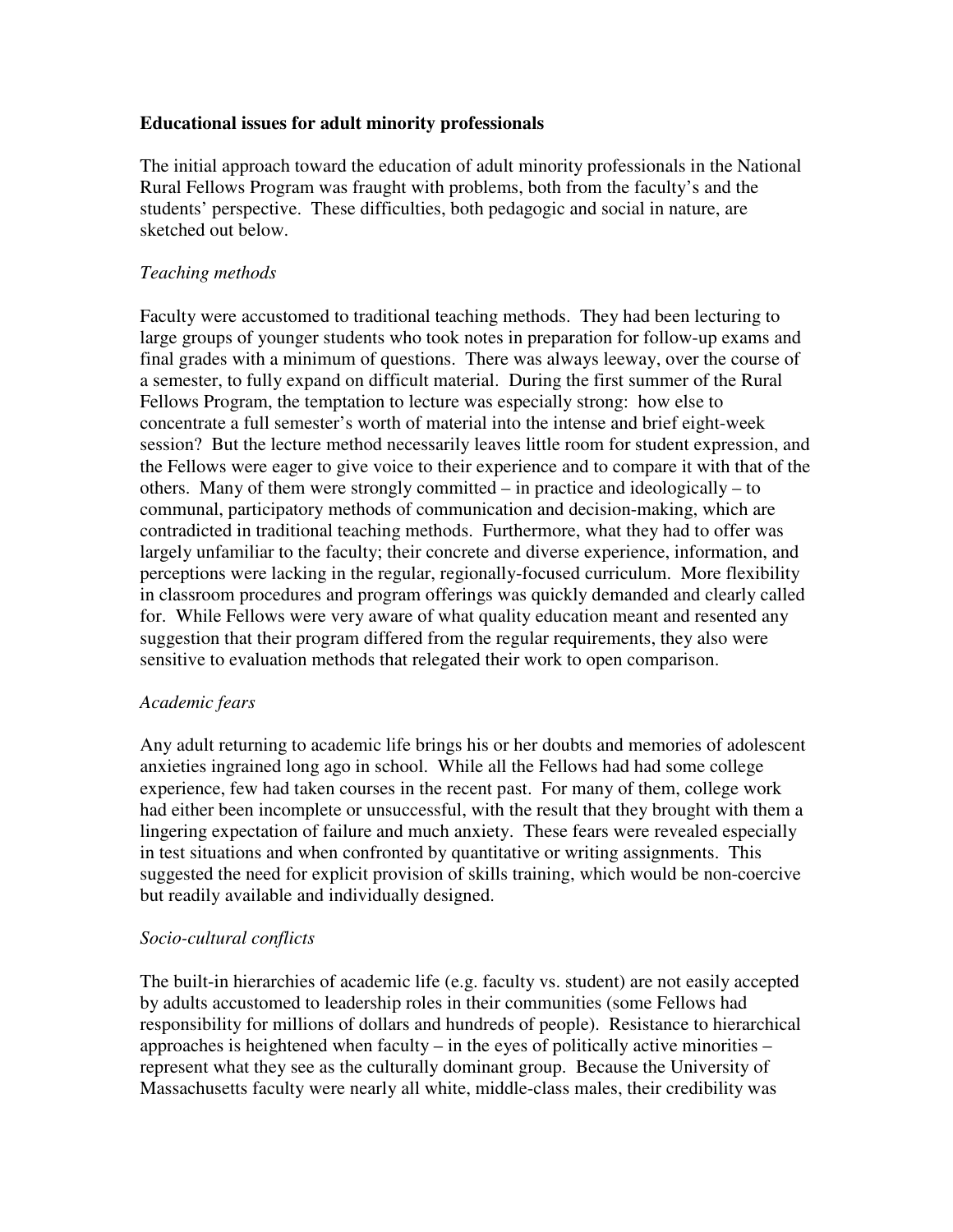**Educational issues for adult minority professionals**

The initial approach toward the education of adult minority professionals in the National Rural Fellows Program was fraught with problems, both from the faculty's and the students' perspective. These difficulties, both pedagogic and social in nature, are sketched out below.

*Teaching methods*

Faculty were accustomed to traditional teaching methods. They had been lecturing to large groups of younger students who took notes in preparation for follow-up exams and final grades with a minimum of questions. There was always leeway, over the course of a semester, to fully expand on difficult material. During the first summer of the Rural Fellows Program, the temptation to lecture was especially strong: how else to concentrate a full semester's worth of material into the intense and brief eight-week session? But the lecture method necessarily leaves little room for student expression, and the Fellows were eager to give voice to their experience and to compare it with that of the others. Many of them were strongly committed – in practice and ideologically – to communal, participatory methods of communication and decision-making, which are contradicted in traditional teaching methods. Furthermore, what they had to offer was largely unfamiliar to the faculty; their concrete and diverse experience, information, and perceptions were lacking in the regular, regionally-focused curriculum. More flexibility in classroom procedures and program offerings was quickly demanded and clearly called for. While Fellows were very aware of what quality education meant and resented any suggestion that their program differed from the regular requirements, they also were sensitive to evaluation methods that relegated their work to open comparison.

*Academic fears*

Any adult returning to academic life brings his or her doubts and memories of adolescent anxieties ingrained long ago in school. While all the Fellows had had some college experience, few had taken courses in the recent past. For many of them, college work had either been incomplete or unsuccessful, with the result that they brought with them a lingering expectation of failure and much anxiety. These fears were revealed especially in test situations and when confronted by quantitative or writing assignments. This suggested the need for explicit provision of skills training, which would be non-coercive but readily available and individually designed.

*Socio-cultural conflicts*

The built-in hierarchies of academic life (e.g. faculty vs. student) are not easily accepted by adults accustomed to leadership roles in their communities (some Fellows had responsibility for millions of dollars and hundreds of people). Resistance to hierarchical approaches is heightened when faculty – in the eyes of politically active minorities – represent what they see as the culturally dominant group. Because the University of Massachusetts faculty were nearly all white, middle-class males, their credibility was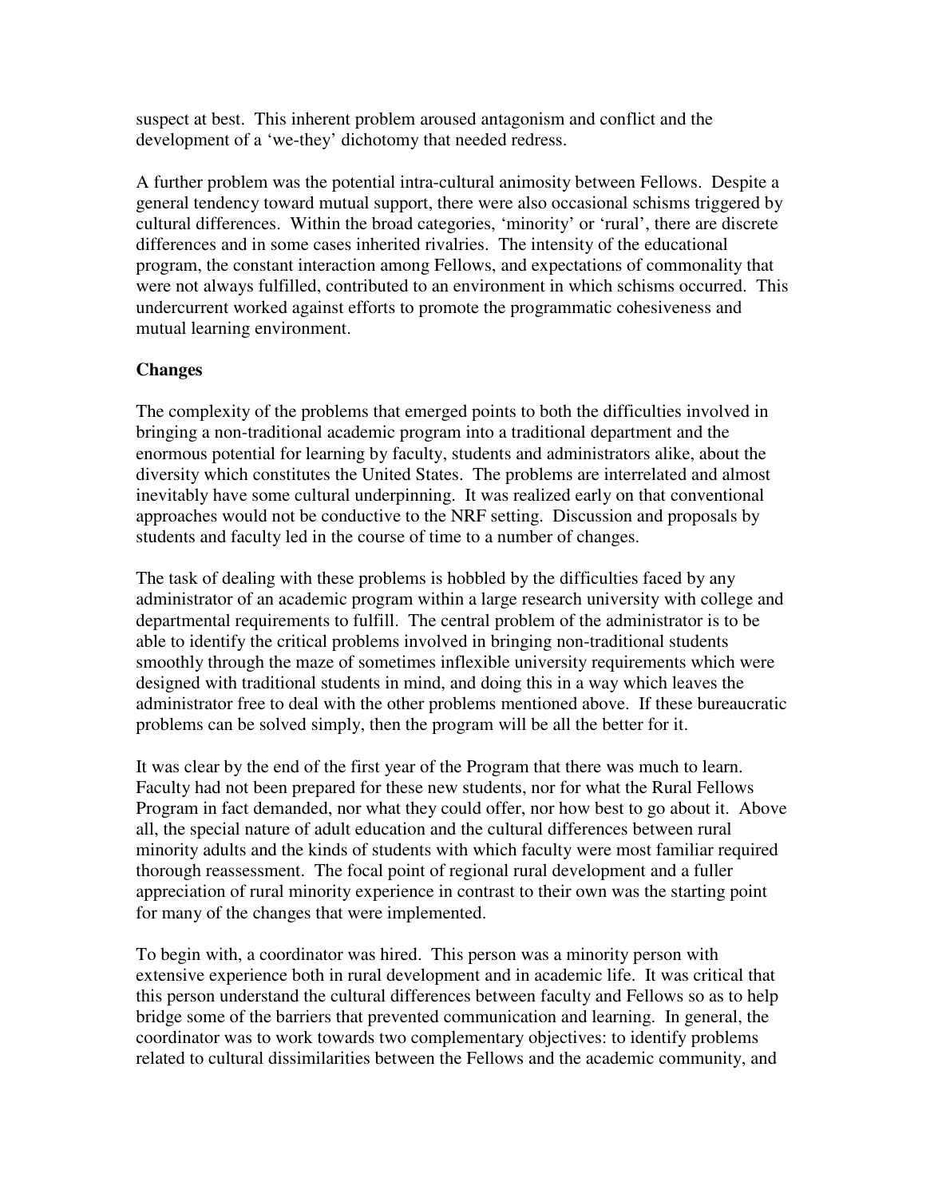suspect at best. This inherent problem aroused antagonism and conflict and the development of a 'we-they' dichotomy that needed redress.

A further problem was the potential intra-cultural animosity between Fellows. Despite a general tendency toward mutual support, there were also occasional schisms triggered by cultural differences. Within the broad categories, 'minority' or 'rural', there are discrete differences and in some cases inherited rivalries. The intensity of the educational program, the constant interaction among Fellows, and expectations of commonality that were not always fulfilled, contributed to an environment in which schisms occurred. This undercurrent worked against efforts to promote the programmatic cohesiveness and mutual learning environment.

**Changes**

The complexity of the problems that emerged points to both the difficulties involved in bringing a non-traditional academic program into a traditional department and the enormous potential for learning by faculty, students and administrators alike, about the diversity which constitutes the United States. The problems are interrelated and almost inevitably have some cultural underpinning. It was realized early on that conventional approaches would not be conductive to the NRF setting. Discussion and proposals by students and faculty led in the course of time to a number of changes.

The task of dealing with these problems is hobbled by the difficulties faced by any administrator of an academic program within a large research university with college and departmental requirements to fulfill. The central problem of the administrator is to be able to identify the critical problems involved in bringing non-traditional students smoothly through the maze of sometimes inflexible university requirements which were designed with traditional students in mind, and doing this in a way which leaves the administrator free to deal with the other problems mentioned above. If these bureaucratic problems can be solved simply, then the program will be all the better for it.

It was clear by the end of the first year of the Program that there was much to learn. Faculty had not been prepared for these new students, nor for what the Rural Fellows Program in fact demanded, nor what they could offer, nor how best to go about it. Above all, the special nature of adult education and the cultural differences between rural minority adults and the kinds of students with which faculty were most familiar required thorough reassessment. The focal point of regional rural development and a fuller appreciation of rural minority experience in contrast to their own was the starting point for many of the changes that were implemented.

To begin with, a coordinator was hired. This person was a minority person with extensive experience both in rural development and in academic life. It was critical that this person understand the cultural differences between faculty and Fellows so as to help bridge some of the barriers that prevented communication and learning. In general, the coordinator was to work towards two complementary objectives: to identify problems related to cultural dissimilarities between the Fellows and the academic community, and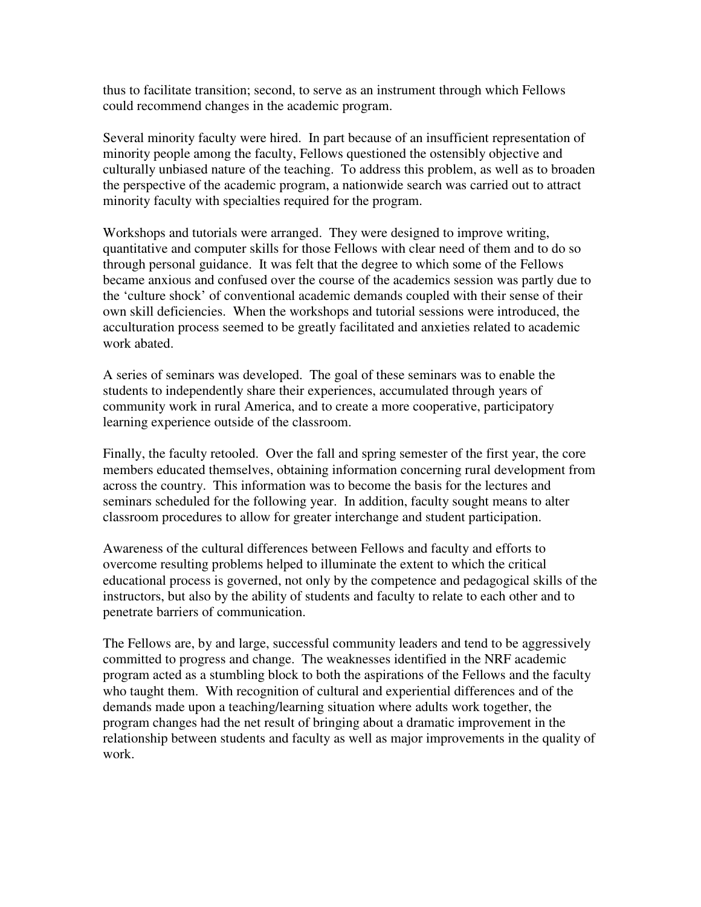thus to facilitate transition; second, to serve as an instrument through which Fellows could recommend changes in the academic program.

Several minority faculty were hired. In part because of an insufficient representation of minority people among the faculty, Fellows questioned the ostensibly objective and culturally unbiased nature of the teaching. To address this problem, as well as to broaden the perspective of the academic program, a nationwide search was carried out to attract minority faculty with specialties required for the program.

Workshops and tutorials were arranged. They were designed to improve writing, quantitative and computer skills for those Fellows with clear need of them and to do so through personal guidance. It was felt that the degree to which some of the Fellows became anxious and confused over the course of the academics session was partly due to the 'culture shock' of conventional academic demands coupled with their sense of their own skill deficiencies. When the workshops and tutorial sessions were introduced, the acculturation process seemed to be greatly facilitated and anxieties related to academic work abated.

A series of seminars was developed. The goal of these seminars was to enable the students to independently share their experiences, accumulated through years of community work in rural America, and to create a more cooperative, participatory learning experience outside of the classroom.

Finally, the faculty retooled. Over the fall and spring semester of the first year, the core members educated themselves, obtaining information concerning rural development from across the country. This information was to become the basis for the lectures and seminars scheduled for the following year. In addition, faculty sought means to alter classroom procedures to allow for greater interchange and student participation.

Awareness of the cultural differences between Fellows and faculty and efforts to overcome resulting problems helped to illuminate the extent to which the critical educational process is governed, not only by the competence and pedagogical skills of the instructors, but also by the ability of students and faculty to relate to each other and to penetrate barriers of communication.

The Fellows are, by and large, successful community leaders and tend to be aggressively committed to progress and change. The weaknesses identified in the NRF academic program acted as a stumbling block to both the aspirations of the Fellows and the faculty who taught them. With recognition of cultural and experiential differences and of the demands made upon a teaching/learning situation where adults work together, the program changes had the net result of bringing about a dramatic improvement in the relationship between students and faculty as well as major improvements in the quality of work.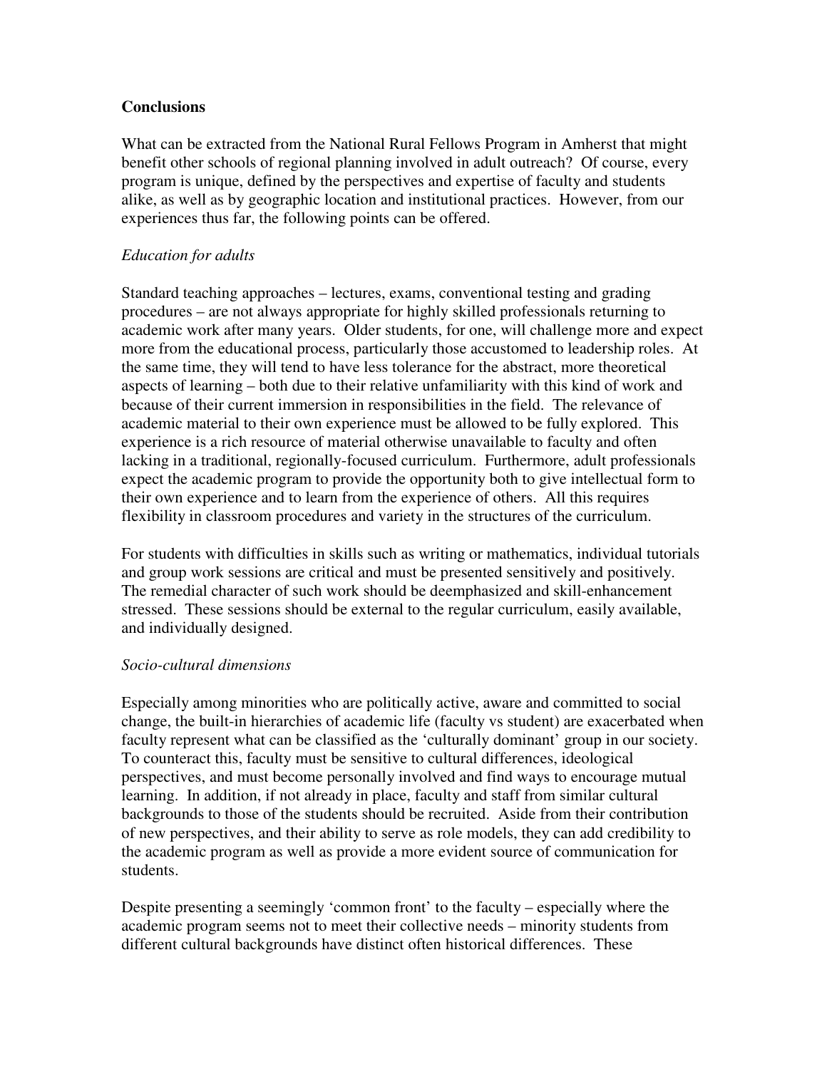## Conclusions

What can be extracted from the National Rural Fellows Program in Amherst that might benefit other schools of regional planning involved in adult outreach? Of course, every program is unique, defined by the perspectives and expertise of faculty and students alike, as well as by geographic location and institutional practices. However, from our experiences thus far, the following points can be offered.

### *Education for adults*

Standard teaching approaches – lectures, exams, conventional testing and grading procedures – are not always appropriate for highly skilled professionals returning to academic work after many years. Older students, for one, will challenge more and expect more from the educational process, particularly those accustomed to leadership roles. At the same time, they will tend to have less tolerance for the abstract, more theoretical aspects of learning – both due to their relative unfamiliarity with this kind of work and because of their current immersion in responsibilities in the field. The relevance of academic material to their own experience must be allowed to be fully explored. This experience is a rich resource of material otherwise unavailable to faculty and often lacking in a traditional, regionally-focused curriculum. Furthermore, adult professionals expect the academic program to provide the opportunity both to give intellectual form to their own experience and to learn from the experience of others. All this requires flexibility in classroom procedures and variety in the structures of the curriculum.

For students with difficulties in skills such as writing or mathematics, individual tutorials and group work sessions are critical and must be presented sensitively and positively. The remedial character of such work should be deemphasized and skill-enhancement stressed. These sessions should be external to the regular curriculum, easily available, and individually designed.

### *Socio-cultural dimensions*

Especially among minorities who are politically active, aware and committed to social change, the built-in hierarchies of academic life (faculty vs student) are exacerbated when faculty represent what can be classified as the 'culturally dominant' group in our society. To counteract this, faculty must be sensitive to cultural differences, ideological perspectives, and must become personally involved and find ways to encourage mutual learning. In addition, if not already in place, faculty and staff from similar cultural backgrounds to those of the students should be recruited. Aside from their contribution of new perspectives, and their ability to serve as role models, they can add credibility to the academic program as well as provide a more evident source of communication for students.

Despite presenting a seemingly 'common front' to the faculty – especially where the academic program seems not to meet their collective needs – minority students from different cultural backgrounds have distinct often historical differences. These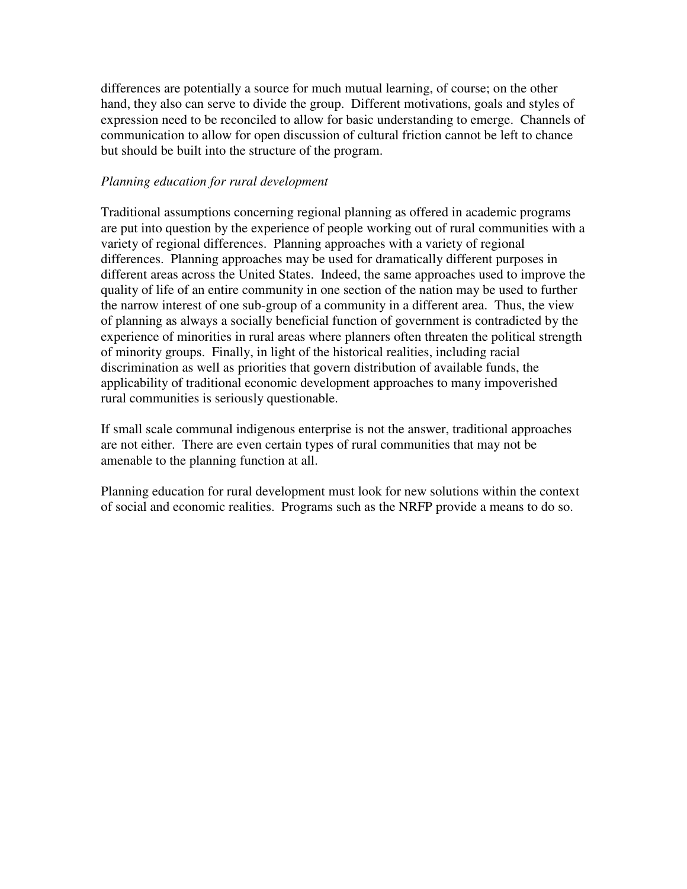differences are potentially a source for much mutual learning, of course; on the other hand, they also can serve to divide the group. Different motivations, goals and styles of expression need to be reconciled to allow for basic understanding to emerge. Channels of communication to allow for open discussion of cultural friction cannot be left to chance but should be built into the structure of the program.

*Planning education for rural development*

Traditional assumptions concerning regional planning as offered in academic programs are put into question by the experience of people working out of rural communities with a variety of regional differences. Planning approaches with a variety of regional differences. Planning approaches may be used for dramatically different purposes in different areas across the United States. Indeed, the same approaches used to improve the quality of life of an entire community in one section of the nation may be used to further the narrow interest of one sub-group of a community in a different area. Thus, the view of planning as always a socially beneficial function of government is contradicted by the experience of minorities in rural areas where planners often threaten the political strength of minority groups. Finally, in light of the historical realities, including racial discrimination as well as priorities that govern distribution of available funds, the applicability of traditional economic development approaches to many impoverished rural communities is seriously questionable.

If small scale communal indigenous enterprise is not the answer, traditional approaches are not either. There are even certain types of rural communities that may not be amenable to the planning function at all.

Planning education for rural development must look for new solutions within the context of social and economic realities. Programs such as the NRFP provide a means to do so.